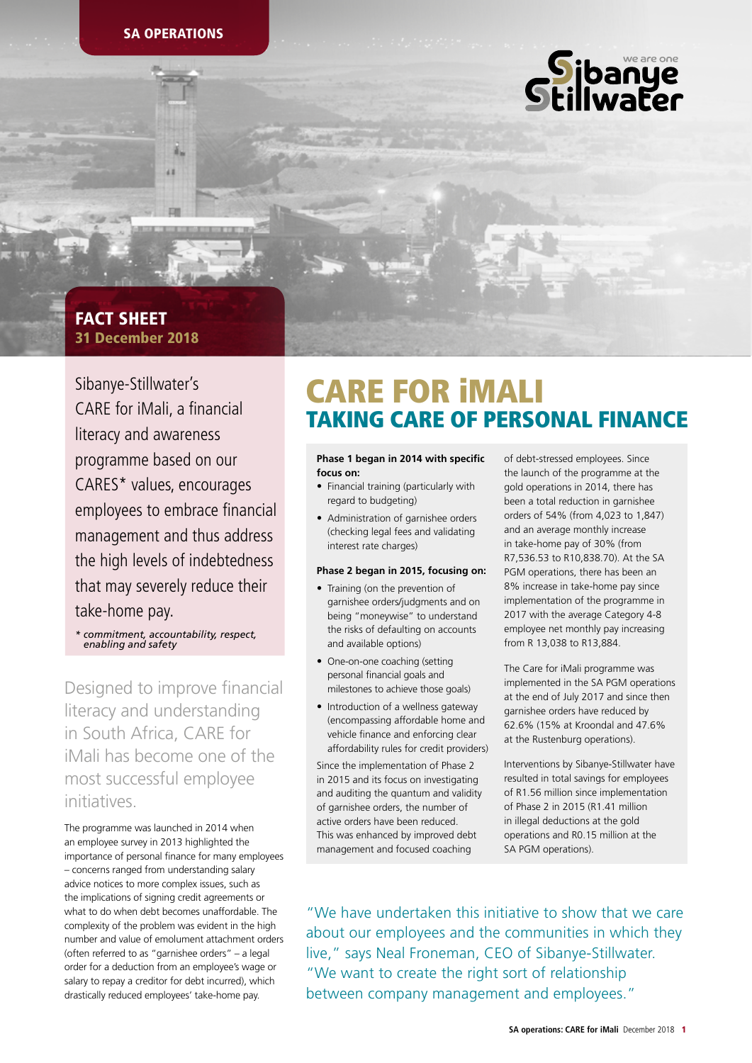SA OPERATIONS

## FACT SHEET
**31 December 2018**

Sibanye-Stillwater's CARE for iMali, a financial literacy and awareness programme based on our CARES* values, encourages employees to embrace financial management and thus address the high levels of indebtedness that may severely reduce their take-home pay.

*\* commitment, accountability, respect, enabling and safety*

Designed to improve financial literacy and understanding in South Africa, CARE for iMali has become one of the most successful employee initiatives.

The programme was launched in 2014 when an employee survey in 2013 highlighted the importance of personal finance for many employees – concerns ranged from understanding salary advice notices to more complex issues, such as the implications of signing credit agreements or what to do when debt becomes unaffordable. The complexity of the problem was evident in the high number and value of emolument attachment orders (often referred to as "garnishee orders" – a legal order for a deduction from an employee's wage or salary to repay a creditor for debt incurred), which drastically reduced employees' take-home pay.

# CARE FOR iMALI
## TAKING CARE OF PERSONAL FINANCE

**Phase 1 began in 2014 with specific focus on:**

- Financial training (particularly with regard to budgeting)
- Administration of garnishee orders (checking legal fees and validating interest rate charges)

**Phase 2 began in 2015, focusing on:**

- Training (on the prevention of garnishee orders/judgments and on being "moneywise" to understand the risks of defaulting on accounts and available options)
- One-on-one coaching (setting personal financial goals and milestones to achieve those goals)
- Introduction of a wellness gateway (encompassing affordable home and vehicle finance and enforcing clear affordability rules for credit providers)

Since the implementation of Phase 2 in 2015 and its focus on investigating and auditing the quantum and validity of garnishee orders, the number of active orders have been reduced. This was enhanced by improved debt management and focused coaching of debt-stressed employees. Since the launch of the programme at the gold operations in 2014, there has been a total reduction in garnishee orders of 54% (from 4,023 to 1,847) and an average monthly increase in take-home pay of 30% (from R7,536.53 to R10,838.70). At the SA PGM operations, there has been an 8% increase in take-home pay since implementation of the programme in 2017 with the average Category 4-8 employee net monthly pay increasing from R 13,038 to R13,884.

The Care for iMali programme was implemented in the SA PGM operations at the end of July 2017 and since then garnishee orders have reduced by 62.6% (15% at Kroondal and 47.6% at the Rustenburg operations).

Interventions by Sibanye-Stillwater have resulted in total savings for employees of R1.56 million since implementation of Phase 2 in 2015 (R1.41 million in illegal deductions at the gold operations and R0.15 million at the SA PGM operations).

"We have undertaken this initiative to show that we care about our employees and the communities in which they live," says Neal Froneman, CEO of Sibanye-Stillwater. "We want to create the right sort of relationship between company management and employees."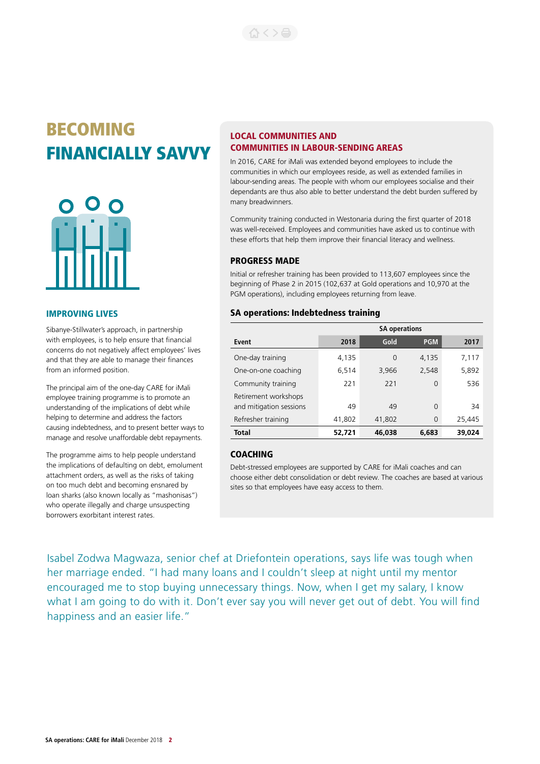# BECOMING FINANCIALLY SAVVY

## IMPROVING LIVES

Sibanye-Stillwater's approach, in partnership with employees, is to help ensure that financial concerns do not negatively affect employees' lives and that they are able to manage their finances from an informed position.

The principal aim of the one-day CARE for iMali employee training programme is to promote an understanding of the implications of debt while helping to determine and address the factors causing indebtedness, and to present better ways to manage and resolve unaffordable debt repayments.

The programme aims to help people understand the implications of defaulting on debt, emolument attachment orders, as well as the risks of taking on too much debt and becoming ensnared by loan sharks (also known locally as "mashonisas") who operate illegally and charge unsuspecting borrowers exorbitant interest rates.

## LOCAL COMMUNITIES AND COMMUNITIES IN LABOUR-SENDING AREAS

In 2016, CARE for iMali was extended beyond employees to include the communities in which our employees reside, as well as extended families in labour-sending areas. The people with whom our employees socialise and their dependants are thus also able to better understand the debt burden suffered by many breadwinners.

Community training conducted in Westonaria during the first quarter of 2018 was well-received. Employees and communities have asked us to continue with these efforts that help them improve their financial literacy and wellness.

## PROGRESS MADE

Initial or refresher training has been provided to 113,607 employees since the beginning of Phase 2 in 2015 (102,637 at Gold operations and 10,970 at the PGM operations), including employees returning from leave.

### SA operations: Indebtedness training

| | SA operations | | | |
|---|---|---|---|---|
| **Event** | **2018** | **Gold** | **PGM** | **2017** |
| One-day training | 4,135 | 0 | 4,135 | 7,117 |
| One-on-one coaching | 6,514 | 3,966 | 2,548 | 5,892 |
| Community training | 221 | 221 | 0 | 536 |
| Retirement workshops and mitigation sessions | 49 | 49 | 0 | 34 |
| Refresher training | 41,802 | 41,802 | 0 | 25,445 |
| **Total** | **52,721** | **46,038** | **6,683** | **39,024** |

## COACHING

Debt-stressed employees are supported by CARE for iMali coaches and can choose either debt consolidation or debt review. The coaches are based at various sites so that employees have easy access to them.

Isabel Zodwa Magwaza, senior chef at Driefontein operations, says life was tough when her marriage ended. "I had many loans and I couldn't sleep at night until my mentor encouraged me to stop buying unnecessary things. Now, when I get my salary, I know what I am going to do with it. Don't ever say you will never get out of debt. You will find happiness and an easier life."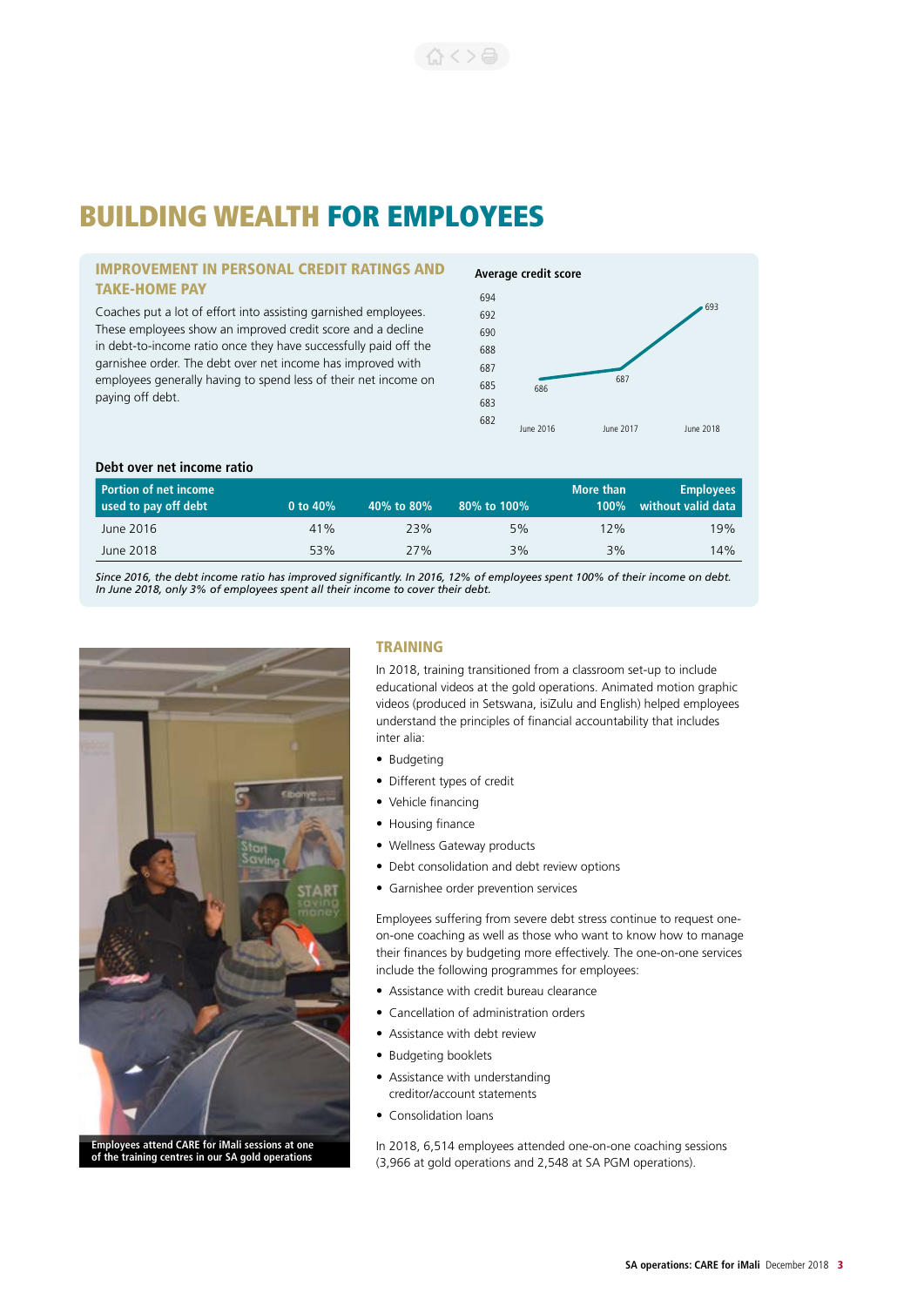# BUILDING WEALTH FOR EMPLOYEES

## IMPROVEMENT IN PERSONAL CREDIT RATINGS AND TAKE-HOME PAY

Coaches put a lot of effort into assisting garnished employees. These employees show an improved credit score and a decline in debt-to-income ratio once they have successfully paid off the garnishee order. The debt over net income has improved with employees generally having to spend less of their net income on paying off debt.

**Average credit score**

| | June 2016 | June 2017 | June 2018 |
|---|---|---|---|
| Average credit score | 686 | 687 | 693 |

**Debt over net income ratio**

| Portion of net income used to pay off debt | 0 to 40% | 40% to 80% | 80% to 100% | More than 100% | Employees without valid data |
|---|---|---|---|---|---|
| June 2016 | 41% | 23% | 5% | 12% | 19% |
| June 2018 | 53% | 27% | 3% | 3% | 14% |

*Since 2016, the debt income ratio has improved significantly. In 2016, 12% of employees spent 100% of their income on debt. In June 2018, only 3% of employees spent all their income to cover their debt.*

Employees attend CARE for iMali sessions at one of the training centres in our SA gold operations

## TRAINING

In 2018, training transitioned from a classroom set-up to include educational videos at the gold operations. Animated motion graphic videos (produced in Setswana, isiZulu and English) helped employees understand the principles of financial accountability that includes inter alia:

- Budgeting
- Different types of credit
- Vehicle financing
- Housing finance
- Wellness Gateway products
- Debt consolidation and debt review options
- Garnishee order prevention services

Employees suffering from severe debt stress continue to request one-on-one coaching as well as those who want to know how to manage their finances by budgeting more effectively. The one-on-one services include the following programmes for employees:

- Assistance with credit bureau clearance
- Cancellation of administration orders
- Assistance with debt review
- Budgeting booklets
- Assistance with understanding creditor/account statements
- Consolidation loans

In 2018, 6,514 employees attended one-on-one coaching sessions (3,966 at gold operations and 2,548 at SA PGM operations).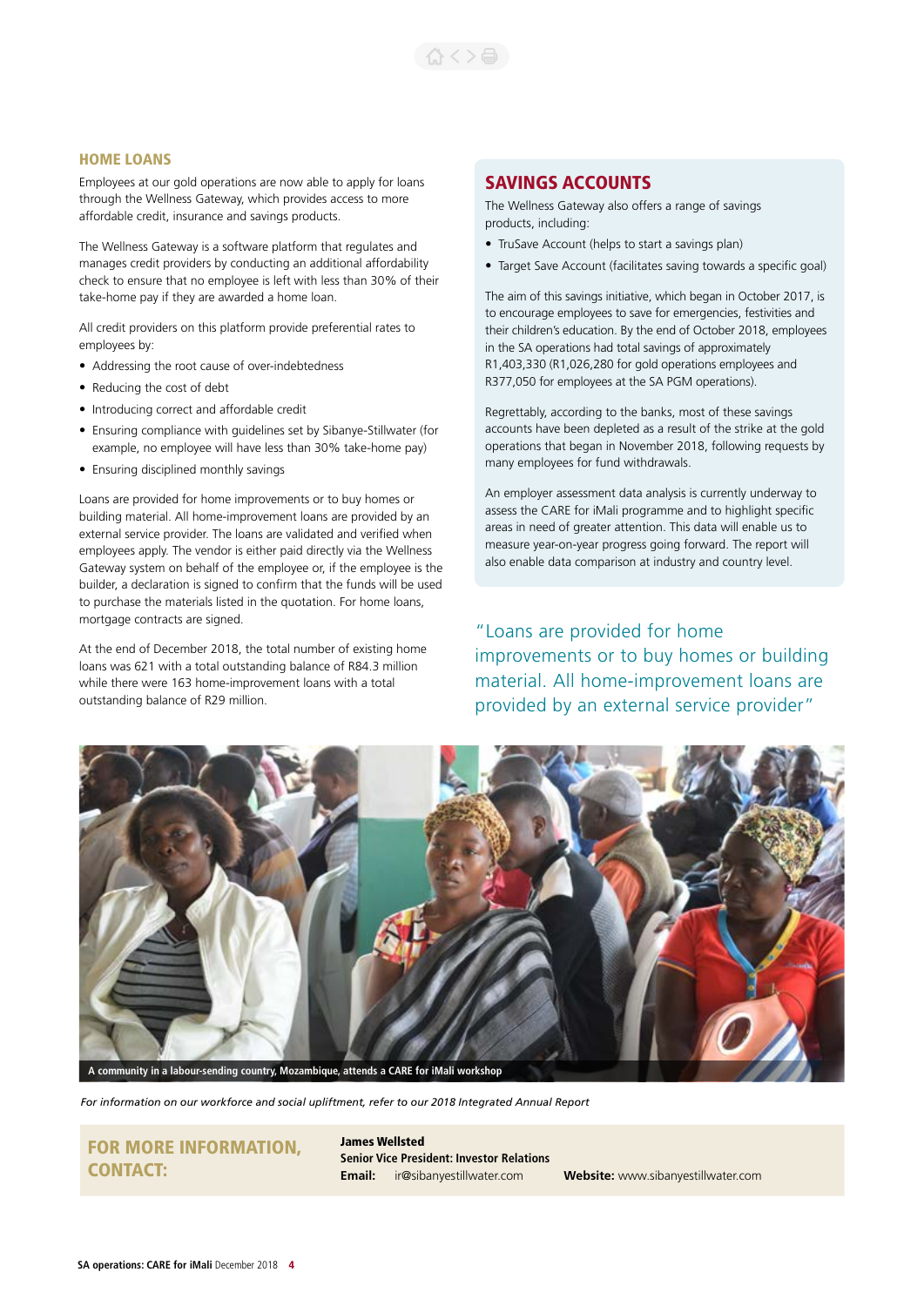## HOME LOANS

Employees at our gold operations are now able to apply for loans through the Wellness Gateway, which provides access to more affordable credit, insurance and savings products.

The Wellness Gateway is a software platform that regulates and manages credit providers by conducting an additional affordability check to ensure that no employee is left with less than 30% of their take-home pay if they are awarded a home loan.

All credit providers on this platform provide preferential rates to employees by:

- Addressing the root cause of over-indebtedness
- Reducing the cost of debt
- Introducing correct and affordable credit
- Ensuring compliance with guidelines set by Sibanye-Stillwater (for example, no employee will have less than 30% take-home pay)
- Ensuring disciplined monthly savings

Loans are provided for home improvements or to buy homes or building material. All home-improvement loans are provided by an external service provider. The loans are validated and verified when employees apply. The vendor is either paid directly via the Wellness Gateway system on behalf of the employee or, if the employee is the builder, a declaration is signed to confirm that the funds will be used to purchase the materials listed in the quotation. For home loans, mortgage contracts are signed.

At the end of December 2018, the total number of existing home loans was 621 with a total outstanding balance of R84.3 million while there were 163 home-improvement loans with a total outstanding balance of R29 million.

## SAVINGS ACCOUNTS

The Wellness Gateway also offers a range of savings products, including:

- TruSave Account (helps to start a savings plan)
- Target Save Account (facilitates saving towards a specific goal)

The aim of this savings initiative, which began in October 2017, is to encourage employees to save for emergencies, festivities and their children's education. By the end of October 2018, employees in the SA operations had total savings of approximately R1,403,330 (R1,026,280 for gold operations employees and R377,050 for employees at the SA PGM operations).

Regrettably, according to the banks, most of these savings accounts have been depleted as a result of the strike at the gold operations that began in November 2018, following requests by many employees for fund withdrawals.

An employer assessment data analysis is currently underway to assess the CARE for iMali programme and to highlight specific areas in need of greater attention. This data will enable us to measure year-on-year progress going forward. The report will also enable data comparison at industry and country level.

"Loans are provided for home improvements or to buy homes or building material. All home-improvement loans are provided by an external service provider"

A community in a labour-sending country, Mozambique, attends a CARE for iMali workshop

*For information on our workforce and social upliftment, refer to our 2018 Integrated Annual Report*

**FOR MORE INFORMATION, CONTACT:**

**James Wellsted**
**Senior Vice President: Investor Relations**
**Email:** ir@sibanyestillwater.com
**Website:** www.sibanyestillwater.com